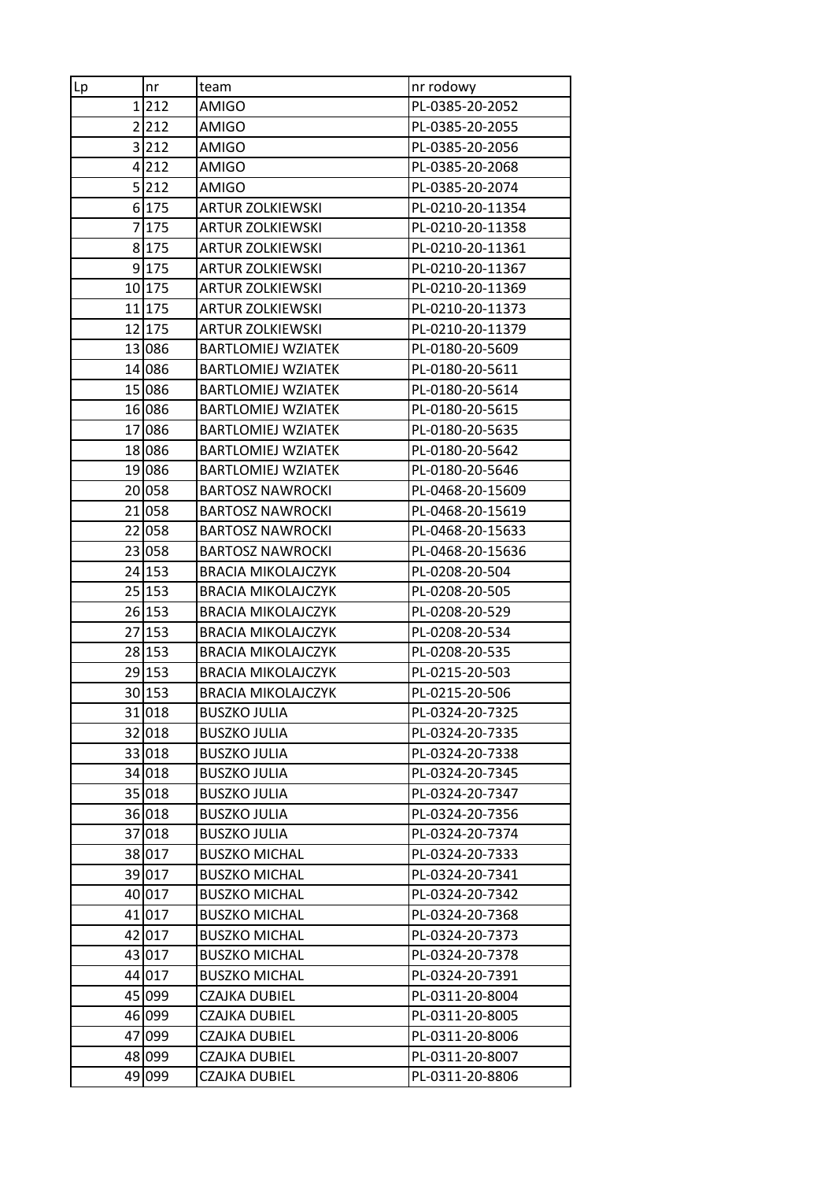| Lp | nr | team | nr rodowy |
|---|---|---|---|
| 1 | 212 | AMIGO | PL-0385-20-2052 |
| 2 | 212 | AMIGO | PL-0385-20-2055 |
| 3 | 212 | AMIGO | PL-0385-20-2056 |
| 4 | 212 | AMIGO | PL-0385-20-2068 |
| 5 | 212 | AMIGO | PL-0385-20-2074 |
| 6 | 175 | ARTUR ZOLKIEWSKI | PL-0210-20-11354 |
| 7 | 175 | ARTUR ZOLKIEWSKI | PL-0210-20-11358 |
| 8 | 175 | ARTUR ZOLKIEWSKI | PL-0210-20-11361 |
| 9 | 175 | ARTUR ZOLKIEWSKI | PL-0210-20-11367 |
| 10 | 175 | ARTUR ZOLKIEWSKI | PL-0210-20-11369 |
| 11 | 175 | ARTUR ZOLKIEWSKI | PL-0210-20-11373 |
| 12 | 175 | ARTUR ZOLKIEWSKI | PL-0210-20-11379 |
| 13 | 086 | BARTLOMIEJ WZIATEK | PL-0180-20-5609 |
| 14 | 086 | BARTLOMIEJ WZIATEK | PL-0180-20-5611 |
| 15 | 086 | BARTLOMIEJ WZIATEK | PL-0180-20-5614 |
| 16 | 086 | BARTLOMIEJ WZIATEK | PL-0180-20-5615 |
| 17 | 086 | BARTLOMIEJ WZIATEK | PL-0180-20-5635 |
| 18 | 086 | BARTLOMIEJ WZIATEK | PL-0180-20-5642 |
| 19 | 086 | BARTLOMIEJ WZIATEK | PL-0180-20-5646 |
| 20 | 058 | BARTOSZ NAWROCKI | PL-0468-20-15609 |
| 21 | 058 | BARTOSZ NAWROCKI | PL-0468-20-15619 |
| 22 | 058 | BARTOSZ NAWROCKI | PL-0468-20-15633 |
| 23 | 058 | BARTOSZ NAWROCKI | PL-0468-20-15636 |
| 24 | 153 | BRACIA MIKOLAJCZYK | PL-0208-20-504 |
| 25 | 153 | BRACIA MIKOLAJCZYK | PL-0208-20-505 |
| 26 | 153 | BRACIA MIKOLAJCZYK | PL-0208-20-529 |
| 27 | 153 | BRACIA MIKOLAJCZYK | PL-0208-20-534 |
| 28 | 153 | BRACIA MIKOLAJCZYK | PL-0208-20-535 |
| 29 | 153 | BRACIA MIKOLAJCZYK | PL-0215-20-503 |
| 30 | 153 | BRACIA MIKOLAJCZYK | PL-0215-20-506 |
| 31 | 018 | BUSZKO JULIA | PL-0324-20-7325 |
| 32 | 018 | BUSZKO JULIA | PL-0324-20-7335 |
| 33 | 018 | BUSZKO JULIA | PL-0324-20-7338 |
| 34 | 018 | BUSZKO JULIA | PL-0324-20-7345 |
| 35 | 018 | BUSZKO JULIA | PL-0324-20-7347 |
| 36 | 018 | BUSZKO JULIA | PL-0324-20-7356 |
| 37 | 018 | BUSZKO JULIA | PL-0324-20-7374 |
| 38 | 017 | BUSZKO MICHAL | PL-0324-20-7333 |
| 39 | 017 | BUSZKO MICHAL | PL-0324-20-7341 |
| 40 | 017 | BUSZKO MICHAL | PL-0324-20-7342 |
| 41 | 017 | BUSZKO MICHAL | PL-0324-20-7368 |
| 42 | 017 | BUSZKO MICHAL | PL-0324-20-7373 |
| 43 | 017 | BUSZKO MICHAL | PL-0324-20-7378 |
| 44 | 017 | BUSZKO MICHAL | PL-0324-20-7391 |
| 45 | 099 | CZAJKA DUBIEL | PL-0311-20-8004 |
| 46 | 099 | CZAJKA DUBIEL | PL-0311-20-8005 |
| 47 | 099 | CZAJKA DUBIEL | PL-0311-20-8006 |
| 48 | 099 | CZAJKA DUBIEL | PL-0311-20-8007 |
| 49 | 099 | CZAJKA DUBIEL | PL-0311-20-8806 |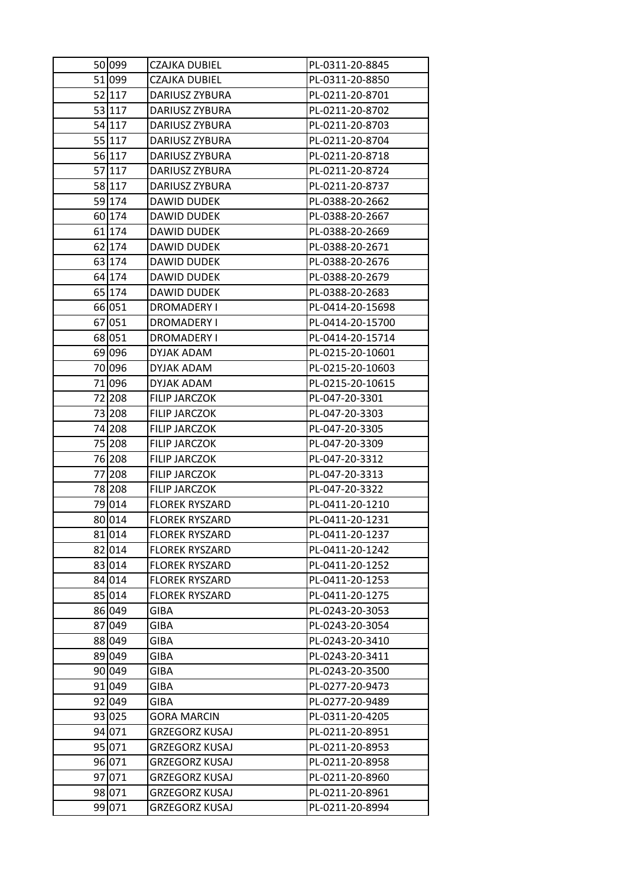| | | | |
|---|---|---|---|
| 50 | 099 | CZAJKA DUBIEL | PL-0311-20-8845 |
| 51 | 099 | CZAJKA DUBIEL | PL-0311-20-8850 |
| 52 | 117 | DARIUSZ ZYBURA | PL-0211-20-8701 |
| 53 | 117 | DARIUSZ ZYBURA | PL-0211-20-8702 |
| 54 | 117 | DARIUSZ ZYBURA | PL-0211-20-8703 |
| 55 | 117 | DARIUSZ ZYBURA | PL-0211-20-8704 |
| 56 | 117 | DARIUSZ ZYBURA | PL-0211-20-8718 |
| 57 | 117 | DARIUSZ ZYBURA | PL-0211-20-8724 |
| 58 | 117 | DARIUSZ ZYBURA | PL-0211-20-8737 |
| 59 | 174 | DAWID DUDEK | PL-0388-20-2662 |
| 60 | 174 | DAWID DUDEK | PL-0388-20-2667 |
| 61 | 174 | DAWID DUDEK | PL-0388-20-2669 |
| 62 | 174 | DAWID DUDEK | PL-0388-20-2671 |
| 63 | 174 | DAWID DUDEK | PL-0388-20-2676 |
| 64 | 174 | DAWID DUDEK | PL-0388-20-2679 |
| 65 | 174 | DAWID DUDEK | PL-0388-20-2683 |
| 66 | 051 | DROMADERY I | PL-0414-20-15698 |
| 67 | 051 | DROMADERY I | PL-0414-20-15700 |
| 68 | 051 | DROMADERY I | PL-0414-20-15714 |
| 69 | 096 | DYJAK ADAM | PL-0215-20-10601 |
| 70 | 096 | DYJAK ADAM | PL-0215-20-10603 |
| 71 | 096 | DYJAK ADAM | PL-0215-20-10615 |
| 72 | 208 | FILIP JARCZOK | PL-047-20-3301 |
| 73 | 208 | FILIP JARCZOK | PL-047-20-3303 |
| 74 | 208 | FILIP JARCZOK | PL-047-20-3305 |
| 75 | 208 | FILIP JARCZOK | PL-047-20-3309 |
| 76 | 208 | FILIP JARCZOK | PL-047-20-3312 |
| 77 | 208 | FILIP JARCZOK | PL-047-20-3313 |
| 78 | 208 | FILIP JARCZOK | PL-047-20-3322 |
| 79 | 014 | FLOREK RYSZARD | PL-0411-20-1210 |
| 80 | 014 | FLOREK RYSZARD | PL-0411-20-1231 |
| 81 | 014 | FLOREK RYSZARD | PL-0411-20-1237 |
| 82 | 014 | FLOREK RYSZARD | PL-0411-20-1242 |
| 83 | 014 | FLOREK RYSZARD | PL-0411-20-1252 |
| 84 | 014 | FLOREK RYSZARD | PL-0411-20-1253 |
| 85 | 014 | FLOREK RYSZARD | PL-0411-20-1275 |
| 86 | 049 | GIBA | PL-0243-20-3053 |
| 87 | 049 | GIBA | PL-0243-20-3054 |
| 88 | 049 | GIBA | PL-0243-20-3410 |
| 89 | 049 | GIBA | PL-0243-20-3411 |
| 90 | 049 | GIBA | PL-0243-20-3500 |
| 91 | 049 | GIBA | PL-0277-20-9473 |
| 92 | 049 | GIBA | PL-0277-20-9489 |
| 93 | 025 | GORA MARCIN | PL-0311-20-4205 |
| 94 | 071 | GRZEGORZ KUSAJ | PL-0211-20-8951 |
| 95 | 071 | GRZEGORZ KUSAJ | PL-0211-20-8953 |
| 96 | 071 | GRZEGORZ KUSAJ | PL-0211-20-8958 |
| 97 | 071 | GRZEGORZ KUSAJ | PL-0211-20-8960 |
| 98 | 071 | GRZEGORZ KUSAJ | PL-0211-20-8961 |
| 99 | 071 | GRZEGORZ KUSAJ | PL-0211-20-8994 |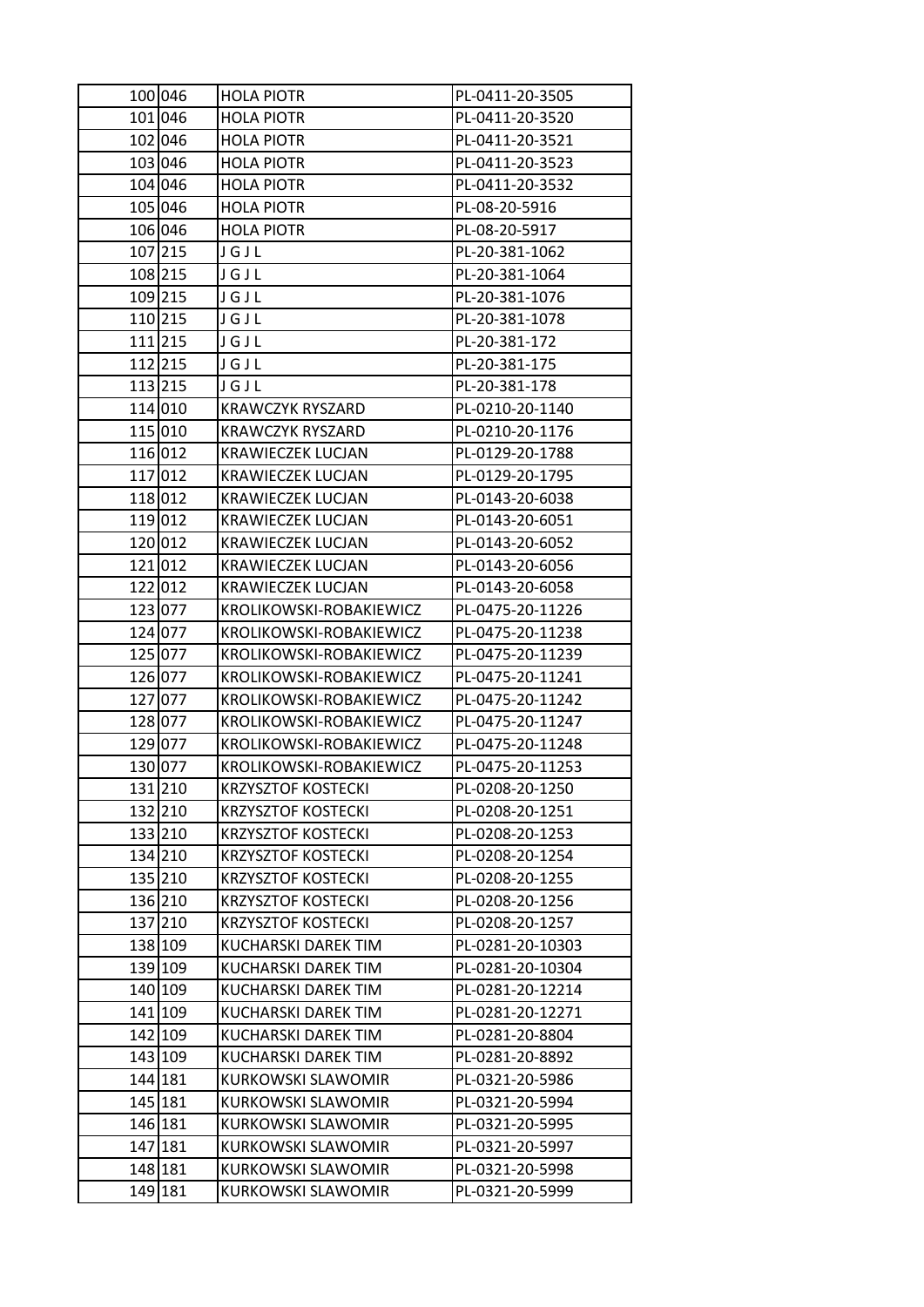| | | | |
|---|---|---|---|
| 100 | 046 | HOLA PIOTR | PL-0411-20-3505 |
| 101 | 046 | HOLA PIOTR | PL-0411-20-3520 |
| 102 | 046 | HOLA PIOTR | PL-0411-20-3521 |
| 103 | 046 | HOLA PIOTR | PL-0411-20-3523 |
| 104 | 046 | HOLA PIOTR | PL-0411-20-3532 |
| 105 | 046 | HOLA PIOTR | PL-08-20-5916 |
| 106 | 046 | HOLA PIOTR | PL-08-20-5917 |
| 107 | 215 | J G J L | PL-20-381-1062 |
| 108 | 215 | J G J L | PL-20-381-1064 |
| 109 | 215 | J G J L | PL-20-381-1076 |
| 110 | 215 | J G J L | PL-20-381-1078 |
| 111 | 215 | J G J L | PL-20-381-172 |
| 112 | 215 | J G J L | PL-20-381-175 |
| 113 | 215 | J G J L | PL-20-381-178 |
| 114 | 010 | KRAWCZYK RYSZARD | PL-0210-20-1140 |
| 115 | 010 | KRAWCZYK RYSZARD | PL-0210-20-1176 |
| 116 | 012 | KRAWIECZEK LUCJAN | PL-0129-20-1788 |
| 117 | 012 | KRAWIECZEK LUCJAN | PL-0129-20-1795 |
| 118 | 012 | KRAWIECZEK LUCJAN | PL-0143-20-6038 |
| 119 | 012 | KRAWIECZEK LUCJAN | PL-0143-20-6051 |
| 120 | 012 | KRAWIECZEK LUCJAN | PL-0143-20-6052 |
| 121 | 012 | KRAWIECZEK LUCJAN | PL-0143-20-6056 |
| 122 | 012 | KRAWIECZEK LUCJAN | PL-0143-20-6058 |
| 123 | 077 | KROLIKOWSKI-ROBAKIEWICZ | PL-0475-20-11226 |
| 124 | 077 | KROLIKOWSKI-ROBAKIEWICZ | PL-0475-20-11238 |
| 125 | 077 | KROLIKOWSKI-ROBAKIEWICZ | PL-0475-20-11239 |
| 126 | 077 | KROLIKOWSKI-ROBAKIEWICZ | PL-0475-20-11241 |
| 127 | 077 | KROLIKOWSKI-ROBAKIEWICZ | PL-0475-20-11242 |
| 128 | 077 | KROLIKOWSKI-ROBAKIEWICZ | PL-0475-20-11247 |
| 129 | 077 | KROLIKOWSKI-ROBAKIEWICZ | PL-0475-20-11248 |
| 130 | 077 | KROLIKOWSKI-ROBAKIEWICZ | PL-0475-20-11253 |
| 131 | 210 | KRZYSZTOF KOSTECKI | PL-0208-20-1250 |
| 132 | 210 | KRZYSZTOF KOSTECKI | PL-0208-20-1251 |
| 133 | 210 | KRZYSZTOF KOSTECKI | PL-0208-20-1253 |
| 134 | 210 | KRZYSZTOF KOSTECKI | PL-0208-20-1254 |
| 135 | 210 | KRZYSZTOF KOSTECKI | PL-0208-20-1255 |
| 136 | 210 | KRZYSZTOF KOSTECKI | PL-0208-20-1256 |
| 137 | 210 | KRZYSZTOF KOSTECKI | PL-0208-20-1257 |
| 138 | 109 | KUCHARSKI DAREK TIM | PL-0281-20-10303 |
| 139 | 109 | KUCHARSKI DAREK TIM | PL-0281-20-10304 |
| 140 | 109 | KUCHARSKI DAREK TIM | PL-0281-20-12214 |
| 141 | 109 | KUCHARSKI DAREK TIM | PL-0281-20-12271 |
| 142 | 109 | KUCHARSKI DAREK TIM | PL-0281-20-8804 |
| 143 | 109 | KUCHARSKI DAREK TIM | PL-0281-20-8892 |
| 144 | 181 | KURKOWSKI SLAWOMIR | PL-0321-20-5986 |
| 145 | 181 | KURKOWSKI SLAWOMIR | PL-0321-20-5994 |
| 146 | 181 | KURKOWSKI SLAWOMIR | PL-0321-20-5995 |
| 147 | 181 | KURKOWSKI SLAWOMIR | PL-0321-20-5997 |
| 148 | 181 | KURKOWSKI SLAWOMIR | PL-0321-20-5998 |
| 149 | 181 | KURKOWSKI SLAWOMIR | PL-0321-20-5999 |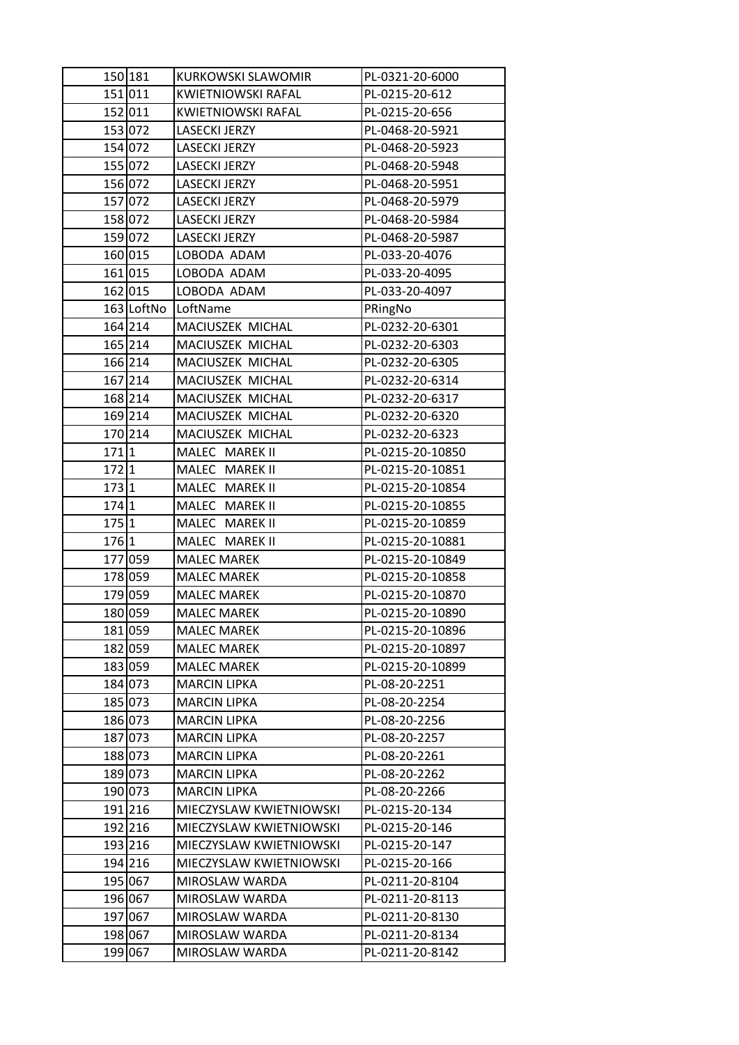| 150 | 181 | KURKOWSKI SLAWOMIR | PL-0321-20-6000 |
|---|---|---|---|
| 151 | 011 | KWIETNIOWSKI RAFAL | PL-0215-20-612 |
| 152 | 011 | KWIETNIOWSKI RAFAL | PL-0215-20-656 |
| 153 | 072 | LASECKI JERZY | PL-0468-20-5921 |
| 154 | 072 | LASECKI JERZY | PL-0468-20-5923 |
| 155 | 072 | LASECKI JERZY | PL-0468-20-5948 |
| 156 | 072 | LASECKI JERZY | PL-0468-20-5951 |
| 157 | 072 | LASECKI JERZY | PL-0468-20-5979 |
| 158 | 072 | LASECKI JERZY | PL-0468-20-5984 |
| 159 | 072 | LASECKI JERZY | PL-0468-20-5987 |
| 160 | 015 | LOBODA ADAM | PL-033-20-4076 |
| 161 | 015 | LOBODA ADAM | PL-033-20-4095 |
| 162 | 015 | LOBODA ADAM | PL-033-20-4097 |
| 163 | LoftNo | LoftName | PRingNo |
| 164 | 214 | MACIUSZEK MICHAL | PL-0232-20-6301 |
| 165 | 214 | MACIUSZEK MICHAL | PL-0232-20-6303 |
| 166 | 214 | MACIUSZEK MICHAL | PL-0232-20-6305 |
| 167 | 214 | MACIUSZEK MICHAL | PL-0232-20-6314 |
| 168 | 214 | MACIUSZEK MICHAL | PL-0232-20-6317 |
| 169 | 214 | MACIUSZEK MICHAL | PL-0232-20-6320 |
| 170 | 214 | MACIUSZEK MICHAL | PL-0232-20-6323 |
| 171 | 1 | MALEC MAREK II | PL-0215-20-10850 |
| 172 | 1 | MALEC MAREK II | PL-0215-20-10851 |
| 173 | 1 | MALEC MAREK II | PL-0215-20-10854 |
| 174 | 1 | MALEC MAREK II | PL-0215-20-10855 |
| 175 | 1 | MALEC MAREK II | PL-0215-20-10859 |
| 176 | 1 | MALEC MAREK II | PL-0215-20-10881 |
| 177 | 059 | MALEC MAREK | PL-0215-20-10849 |
| 178 | 059 | MALEC MAREK | PL-0215-20-10858 |
| 179 | 059 | MALEC MAREK | PL-0215-20-10870 |
| 180 | 059 | MALEC MAREK | PL-0215-20-10890 |
| 181 | 059 | MALEC MAREK | PL-0215-20-10896 |
| 182 | 059 | MALEC MAREK | PL-0215-20-10897 |
| 183 | 059 | MALEC MAREK | PL-0215-20-10899 |
| 184 | 073 | MARCIN LIPKA | PL-08-20-2251 |
| 185 | 073 | MARCIN LIPKA | PL-08-20-2254 |
| 186 | 073 | MARCIN LIPKA | PL-08-20-2256 |
| 187 | 073 | MARCIN LIPKA | PL-08-20-2257 |
| 188 | 073 | MARCIN LIPKA | PL-08-20-2261 |
| 189 | 073 | MARCIN LIPKA | PL-08-20-2262 |
| 190 | 073 | MARCIN LIPKA | PL-08-20-2266 |
| 191 | 216 | MIECZYSLAW KWIETNIOWSKI | PL-0215-20-134 |
| 192 | 216 | MIECZYSLAW KWIETNIOWSKI | PL-0215-20-146 |
| 193 | 216 | MIECZYSLAW KWIETNIOWSKI | PL-0215-20-147 |
| 194 | 216 | MIECZYSLAW KWIETNIOWSKI | PL-0215-20-166 |
| 195 | 067 | MIROSLAW WARDA | PL-0211-20-8104 |
| 196 | 067 | MIROSLAW WARDA | PL-0211-20-8113 |
| 197 | 067 | MIROSLAW WARDA | PL-0211-20-8130 |
| 198 | 067 | MIROSLAW WARDA | PL-0211-20-8134 |
| 199 | 067 | MIROSLAW WARDA | PL-0211-20-8142 |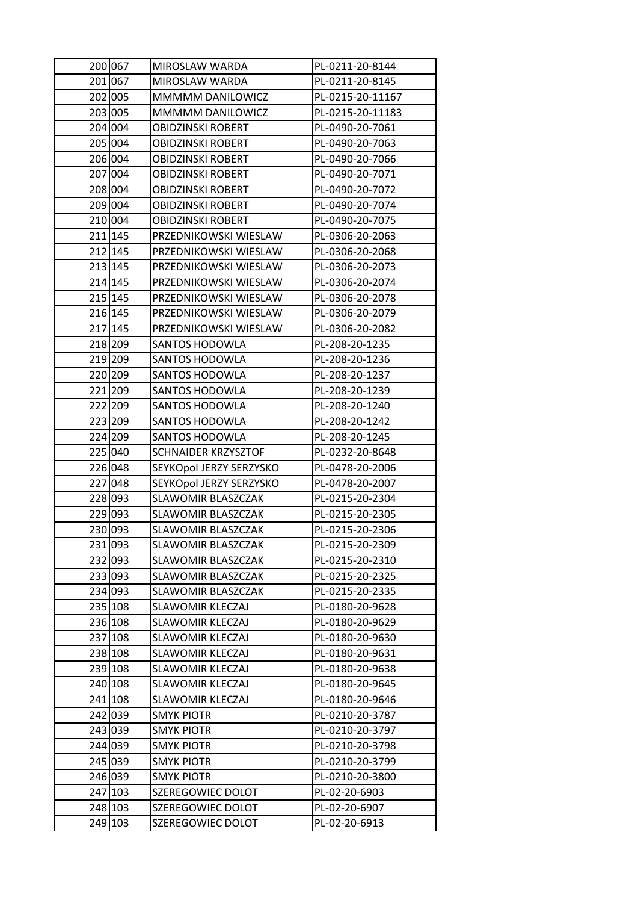| 200 | 067 | MIROSLAW WARDA | PL-0211-20-8144 |
|---|---|---|---|
| 201 | 067 | MIROSLAW WARDA | PL-0211-20-8145 |
| 202 | 005 | MMMMM DANILOWICZ | PL-0215-20-11167 |
| 203 | 005 | MMMMM DANILOWICZ | PL-0215-20-11183 |
| 204 | 004 | OBIDZINSKI ROBERT | PL-0490-20-7061 |
| 205 | 004 | OBIDZINSKI ROBERT | PL-0490-20-7063 |
| 206 | 004 | OBIDZINSKI ROBERT | PL-0490-20-7066 |
| 207 | 004 | OBIDZINSKI ROBERT | PL-0490-20-7071 |
| 208 | 004 | OBIDZINSKI ROBERT | PL-0490-20-7072 |
| 209 | 004 | OBIDZINSKI ROBERT | PL-0490-20-7074 |
| 210 | 004 | OBIDZINSKI ROBERT | PL-0490-20-7075 |
| 211 | 145 | PRZEDNIKOWSKI WIESLAW | PL-0306-20-2063 |
| 212 | 145 | PRZEDNIKOWSKI WIESLAW | PL-0306-20-2068 |
| 213 | 145 | PRZEDNIKOWSKI WIESLAW | PL-0306-20-2073 |
| 214 | 145 | PRZEDNIKOWSKI WIESLAW | PL-0306-20-2074 |
| 215 | 145 | PRZEDNIKOWSKI WIESLAW | PL-0306-20-2078 |
| 216 | 145 | PRZEDNIKOWSKI WIESLAW | PL-0306-20-2079 |
| 217 | 145 | PRZEDNIKOWSKI WIESLAW | PL-0306-20-2082 |
| 218 | 209 | SANTOS HODOWLA | PL-208-20-1235 |
| 219 | 209 | SANTOS HODOWLA | PL-208-20-1236 |
| 220 | 209 | SANTOS HODOWLA | PL-208-20-1237 |
| 221 | 209 | SANTOS HODOWLA | PL-208-20-1239 |
| 222 | 209 | SANTOS HODOWLA | PL-208-20-1240 |
| 223 | 209 | SANTOS HODOWLA | PL-208-20-1242 |
| 224 | 209 | SANTOS HODOWLA | PL-208-20-1245 |
| 225 | 040 | SCHNAIDER KRZYSZTOF | PL-0232-20-8648 |
| 226 | 048 | SEYKOpol JERZY SERZYSKO | PL-0478-20-2006 |
| 227 | 048 | SEYKOpol JERZY SERZYSKO | PL-0478-20-2007 |
| 228 | 093 | SLAWOMIR BLASZCZAK | PL-0215-20-2304 |
| 229 | 093 | SLAWOMIR BLASZCZAK | PL-0215-20-2305 |
| 230 | 093 | SLAWOMIR BLASZCZAK | PL-0215-20-2306 |
| 231 | 093 | SLAWOMIR BLASZCZAK | PL-0215-20-2309 |
| 232 | 093 | SLAWOMIR BLASZCZAK | PL-0215-20-2310 |
| 233 | 093 | SLAWOMIR BLASZCZAK | PL-0215-20-2325 |
| 234 | 093 | SLAWOMIR BLASZCZAK | PL-0215-20-2335 |
| 235 | 108 | SLAWOMIR KLECZAJ | PL-0180-20-9628 |
| 236 | 108 | SLAWOMIR KLECZAJ | PL-0180-20-9629 |
| 237 | 108 | SLAWOMIR KLECZAJ | PL-0180-20-9630 |
| 238 | 108 | SLAWOMIR KLECZAJ | PL-0180-20-9631 |
| 239 | 108 | SLAWOMIR KLECZAJ | PL-0180-20-9638 |
| 240 | 108 | SLAWOMIR KLECZAJ | PL-0180-20-9645 |
| 241 | 108 | SLAWOMIR KLECZAJ | PL-0180-20-9646 |
| 242 | 039 | SMYK PIOTR | PL-0210-20-3787 |
| 243 | 039 | SMYK PIOTR | PL-0210-20-3797 |
| 244 | 039 | SMYK PIOTR | PL-0210-20-3798 |
| 245 | 039 | SMYK PIOTR | PL-0210-20-3799 |
| 246 | 039 | SMYK PIOTR | PL-0210-20-3800 |
| 247 | 103 | SZEREGOWIEC DOLOT | PL-02-20-6903 |
| 248 | 103 | SZEREGOWIEC DOLOT | PL-02-20-6907 |
| 249 | 103 | SZEREGOWIEC DOLOT | PL-02-20-6913 |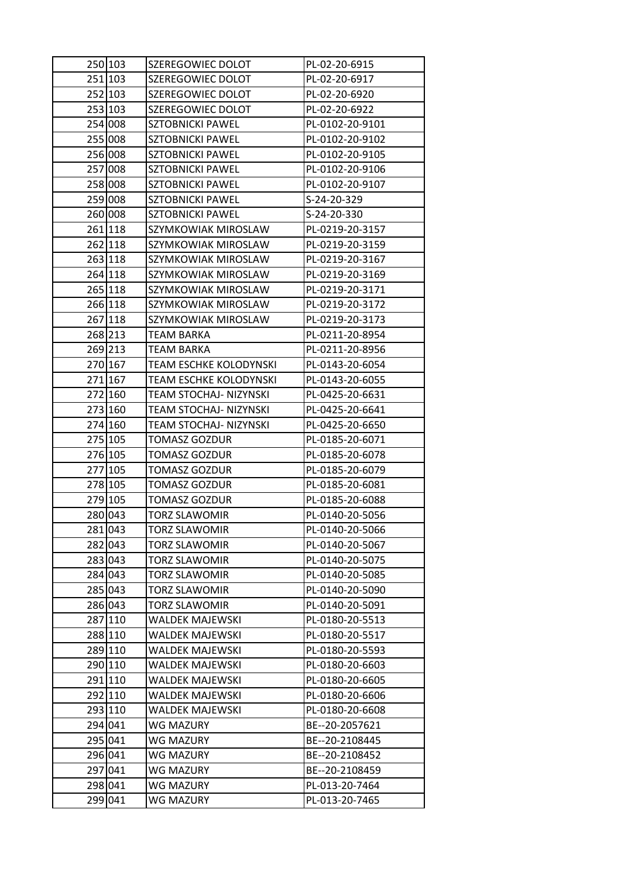| | | | |
|---|---|---|---|
| 250 | 103 | SZEREGOWIEC DOLOT | PL-02-20-6915 |
| 251 | 103 | SZEREGOWIEC DOLOT | PL-02-20-6917 |
| 252 | 103 | SZEREGOWIEC DOLOT | PL-02-20-6920 |
| 253 | 103 | SZEREGOWIEC DOLOT | PL-02-20-6922 |
| 254 | 008 | SZTOBNICKI PAWEL | PL-0102-20-9101 |
| 255 | 008 | SZTOBNICKI PAWEL | PL-0102-20-9102 |
| 256 | 008 | SZTOBNICKI PAWEL | PL-0102-20-9105 |
| 257 | 008 | SZTOBNICKI PAWEL | PL-0102-20-9106 |
| 258 | 008 | SZTOBNICKI PAWEL | PL-0102-20-9107 |
| 259 | 008 | SZTOBNICKI PAWEL | S-24-20-329 |
| 260 | 008 | SZTOBNICKI PAWEL | S-24-20-330 |
| 261 | 118 | SZYMKOWIAK MIROSLAW | PL-0219-20-3157 |
| 262 | 118 | SZYMKOWIAK MIROSLAW | PL-0219-20-3159 |
| 263 | 118 | SZYMKOWIAK MIROSLAW | PL-0219-20-3167 |
| 264 | 118 | SZYMKOWIAK MIROSLAW | PL-0219-20-3169 |
| 265 | 118 | SZYMKOWIAK MIROSLAW | PL-0219-20-3171 |
| 266 | 118 | SZYMKOWIAK MIROSLAW | PL-0219-20-3172 |
| 267 | 118 | SZYMKOWIAK MIROSLAW | PL-0219-20-3173 |
| 268 | 213 | TEAM BARKA | PL-0211-20-8954 |
| 269 | 213 | TEAM BARKA | PL-0211-20-8956 |
| 270 | 167 | TEAM ESCHKE KOLODYNSKI | PL-0143-20-6054 |
| 271 | 167 | TEAM ESCHKE KOLODYNSKI | PL-0143-20-6055 |
| 272 | 160 | TEAM STOCHAJ- NIZYNSKI | PL-0425-20-6631 |
| 273 | 160 | TEAM STOCHAJ- NIZYNSKI | PL-0425-20-6641 |
| 274 | 160 | TEAM STOCHAJ- NIZYNSKI | PL-0425-20-6650 |
| 275 | 105 | TOMASZ GOZDUR | PL-0185-20-6071 |
| 276 | 105 | TOMASZ GOZDUR | PL-0185-20-6078 |
| 277 | 105 | TOMASZ GOZDUR | PL-0185-20-6079 |
| 278 | 105 | TOMASZ GOZDUR | PL-0185-20-6081 |
| 279 | 105 | TOMASZ GOZDUR | PL-0185-20-6088 |
| 280 | 043 | TORZ SLAWOMIR | PL-0140-20-5056 |
| 281 | 043 | TORZ SLAWOMIR | PL-0140-20-5066 |
| 282 | 043 | TORZ SLAWOMIR | PL-0140-20-5067 |
| 283 | 043 | TORZ SLAWOMIR | PL-0140-20-5075 |
| 284 | 043 | TORZ SLAWOMIR | PL-0140-20-5085 |
| 285 | 043 | TORZ SLAWOMIR | PL-0140-20-5090 |
| 286 | 043 | TORZ SLAWOMIR | PL-0140-20-5091 |
| 287 | 110 | WALDEK MAJEWSKI | PL-0180-20-5513 |
| 288 | 110 | WALDEK MAJEWSKI | PL-0180-20-5517 |
| 289 | 110 | WALDEK MAJEWSKI | PL-0180-20-5593 |
| 290 | 110 | WALDEK MAJEWSKI | PL-0180-20-6603 |
| 291 | 110 | WALDEK MAJEWSKI | PL-0180-20-6605 |
| 292 | 110 | WALDEK MAJEWSKI | PL-0180-20-6606 |
| 293 | 110 | WALDEK MAJEWSKI | PL-0180-20-6608 |
| 294 | 041 | WG MAZURY | BE--20-2057621 |
| 295 | 041 | WG MAZURY | BE--20-2108445 |
| 296 | 041 | WG MAZURY | BE--20-2108452 |
| 297 | 041 | WG MAZURY | BE--20-2108459 |
| 298 | 041 | WG MAZURY | PL-013-20-7464 |
| 299 | 041 | WG MAZURY | PL-013-20-7465 |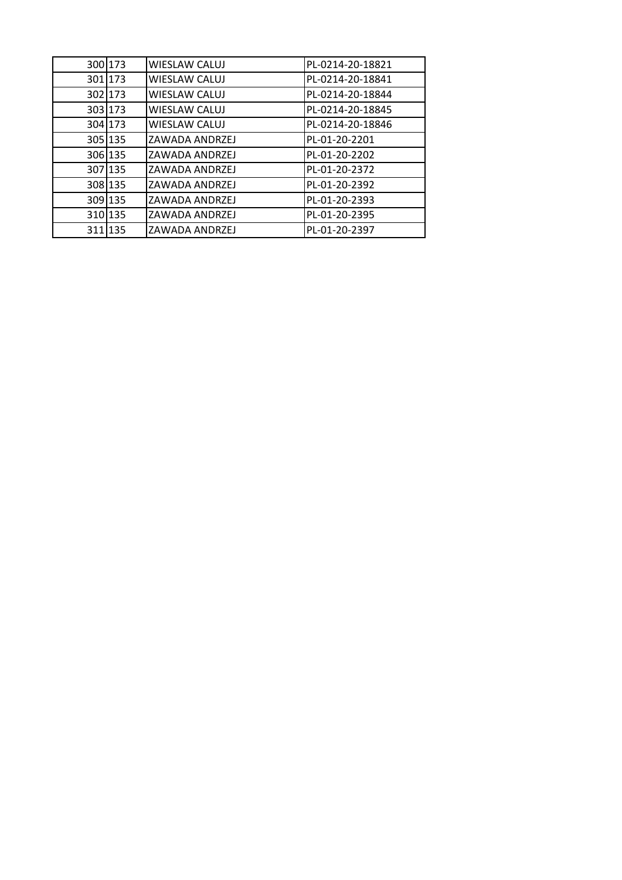| | | | |
|---|---|---|---|
| 300 | 173 | WIESLAW CALUJ | PL-0214-20-18821 |
| 301 | 173 | WIESLAW CALUJ | PL-0214-20-18841 |
| 302 | 173 | WIESLAW CALUJ | PL-0214-20-18844 |
| 303 | 173 | WIESLAW CALUJ | PL-0214-20-18845 |
| 304 | 173 | WIESLAW CALUJ | PL-0214-20-18846 |
| 305 | 135 | ZAWADA ANDRZEJ | PL-01-20-2201 |
| 306 | 135 | ZAWADA ANDRZEJ | PL-01-20-2202 |
| 307 | 135 | ZAWADA ANDRZEJ | PL-01-20-2372 |
| 308 | 135 | ZAWADA ANDRZEJ | PL-01-20-2392 |
| 309 | 135 | ZAWADA ANDRZEJ | PL-01-20-2393 |
| 310 | 135 | ZAWADA ANDRZEJ | PL-01-20-2395 |
| 311 | 135 | ZAWADA ANDRZEJ | PL-01-20-2397 |